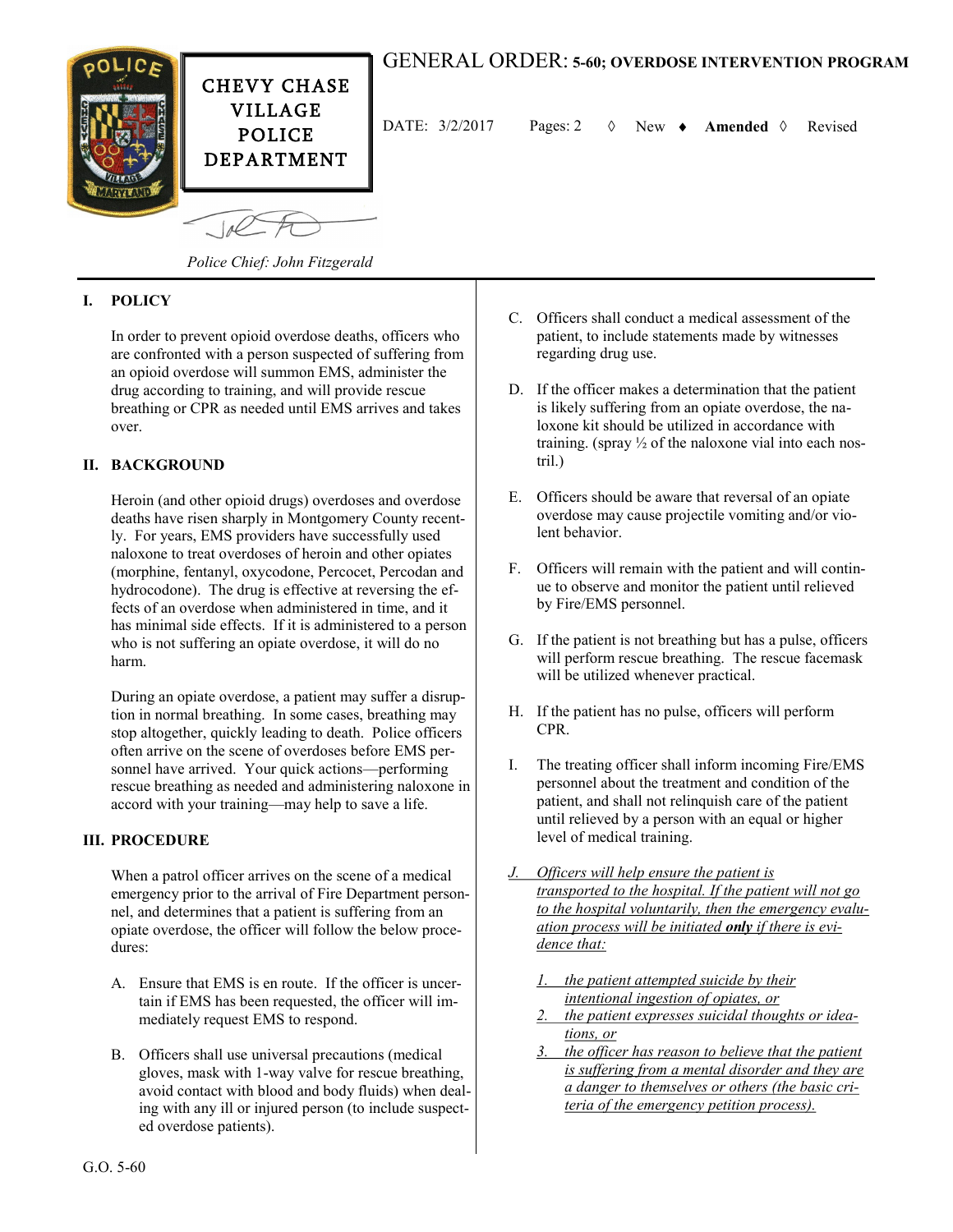# GENERAL ORDER: 5-60; OVERDOSE INTERVENTION PROGRAM

**CHEVY CHASE VILLAGE POLICE DEPARTMENT**

DATE: 3/2/2017 Pages: 2 ◊ New ♦ **Amended** ◊ Revised

*Police Chief: John Fitzgerald*

## I. POLICY

In order to prevent opioid overdose deaths, officers who are confronted with a person suspected of suffering from an opioid overdose will summon EMS, administer the drug according to training, and will provide rescue breathing or CPR as needed until EMS arrives and takes over.

## II. BACKGROUND

Heroin (and other opioid drugs) overdoses and overdose deaths have risen sharply in Montgomery County recently. For years, EMS providers have successfully used naloxone to treat overdoses of heroin and other opiates (morphine, fentanyl, oxycodone, Percocet, Percodan and hydrocodone). The drug is effective at reversing the effects of an overdose when administered in time, and it has minimal side effects. If it is administered to a person who is not suffering an opiate overdose, it will do no harm.

During an opiate overdose, a patient may suffer a disruption in normal breathing. In some cases, breathing may stop altogether, quickly leading to death. Police officers often arrive on the scene of overdoses before EMS personnel have arrived. Your quick actions—performing rescue breathing as needed and administering naloxone in accord with your training—may help to save a life.

## III. PROCEDURE

When a patrol officer arrives on the scene of a medical emergency prior to the arrival of Fire Department personnel, and determines that a patient is suffering from an opiate overdose, the officer will follow the below procedures:

A. Ensure that EMS is en route. If the officer is uncertain if EMS has been requested, the officer will immediately request EMS to respond.

B. Officers shall use universal precautions (medical gloves, mask with 1-way valve for rescue breathing, avoid contact with blood and body fluids) when dealing with any ill or injured person (to include suspected overdose patients).

C. Officers shall conduct a medical assessment of the patient, to include statements made by witnesses regarding drug use.

D. If the officer makes a determination that the patient is likely suffering from an opiate overdose, the naloxone kit should be utilized in accordance with training. (spray ½ of the naloxone vial into each nostril.)

E. Officers should be aware that reversal of an opiate overdose may cause projectile vomiting and/or violent behavior.

F. Officers will remain with the patient and will continue to observe and monitor the patient until relieved by Fire/EMS personnel.

G. If the patient is not breathing but has a pulse, officers will perform rescue breathing. The rescue facemask will be utilized whenever practical.

H. If the patient has no pulse, officers will perform CPR.

I. The treating officer shall inform incoming Fire/EMS personnel about the treatment and condition of the patient, and shall not relinquish care of the patient until relieved by a person with an equal or higher level of medical training.

*J. Officers will help ensure the patient is transported to the hospital. If the patient will not go to the hospital voluntarily, then the emergency evaluation process will be initiated* ***only*** *if there is evidence that:*

1. *the patient attempted suicide by their intentional ingestion of opiates, or*
2. *the patient expresses suicidal thoughts or ideations, or*
3. *the officer has reason to believe that the patient is suffering from a mental disorder and they are a danger to themselves or others (the basic criteria of the emergency petition process).*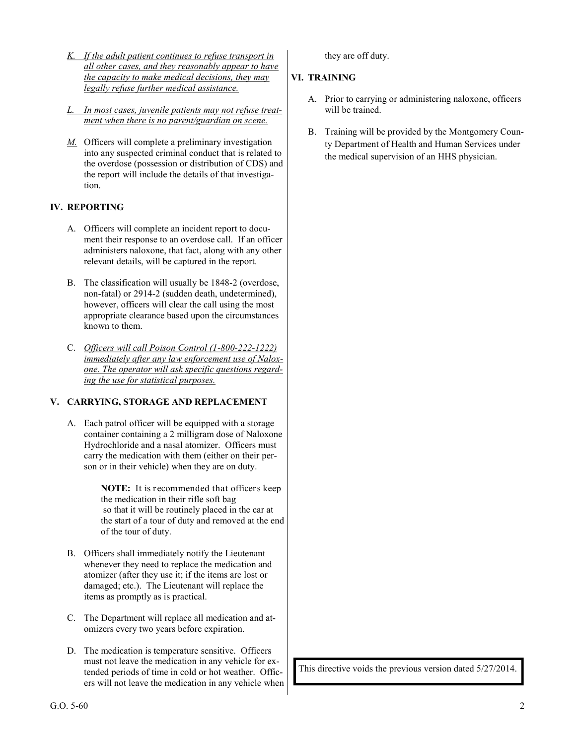K. *If the adult patient continues to refuse transport in all other cases, and they reasonably appear to have the capacity to make medical decisions, they may legally refuse further medical assistance.*

L. *In most cases, juvenile patients may not refuse treatment when there is no parent/guardian on scene.*

*M.* Officers will complete a preliminary investigation into any suspected criminal conduct that is related to the overdose (possession or distribution of CDS) and the report will include the details of that investigation.

## IV. REPORTING

A. Officers will complete an incident report to document their response to an overdose call. If an officer administers naloxone, that fact, along with any other relevant details, will be captured in the report.

B. The classification will usually be 1848-2 (overdose, non-fatal) or 2914-2 (sudden death, undetermined), however, officers will clear the call using the most appropriate clearance based upon the circumstances known to them.

C. *Officers will call Poison Control (1-800-222-1222) immediately after any law enforcement use of Naloxone. The operator will ask specific questions regarding the use for statistical purposes.*

## V. CARRYING, STORAGE AND REPLACEMENT

A. Each patrol officer will be equipped with a storage container containing a 2 milligram dose of Naloxone Hydrochloride and a nasal atomizer. Officers must carry the medication with them (either on their person or in their vehicle) when they are on duty.

> **NOTE:** It is recommended that officers keep the medication in their rifle soft bag so that it will be routinely placed in the car at the start of a tour of duty and removed at the end of the tour of duty.

B. Officers shall immediately notify the Lieutenant whenever they need to replace the medication and atomizer (after they use it; if the items are lost or damaged; etc.). The Lieutenant will replace the items as promptly as is practical.

C. The Department will replace all medication and atomizers every two years before expiration.

D. The medication is temperature sensitive. Officers must not leave the medication in any vehicle for extended periods of time in cold or hot weather. Officers will not leave the medication in any vehicle when they are off duty.

## VI. TRAINING

A. Prior to carrying or administering naloxone, officers will be trained.

B. Training will be provided by the Montgomery County Department of Health and Human Services under the medical supervision of an HHS physician.

This directive voids the previous version dated 5/27/2014.